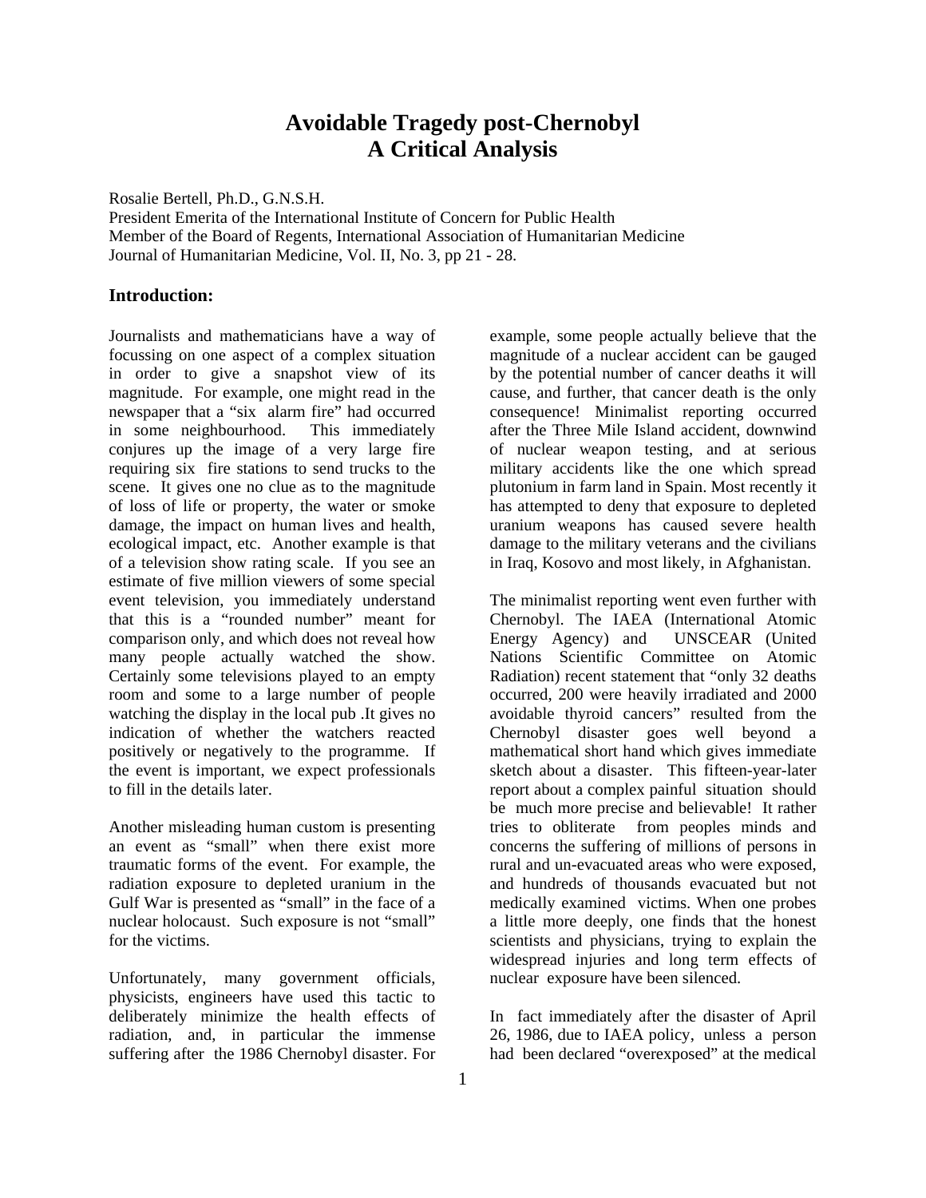# Avoidable Tragedy post-Chernobyl
# A Critical Analysis

Rosalie Bertell, Ph.D., G.N.S.H.
President Emerita of the International Institute of Concern for Public Health
Member of the Board of Regents, International Association of Humanitarian Medicine
Journal of Humanitarian Medicine, Vol. II, No. 3, pp 21 - 28.

## Introduction:

Journalists and mathematicians have a way of focussing on one aspect of a complex situation in order to give a snapshot view of its magnitude. For example, one might read in the newspaper that a "six alarm fire" had occurred in some neighbourhood. This immediately conjures up the image of a very large fire requiring six fire stations to send trucks to the scene. It gives one no clue as to the magnitude of loss of life or property, the water or smoke damage, the impact on human lives and health, ecological impact, etc. Another example is that of a television show rating scale. If you see an estimate of five million viewers of some special event television, you immediately understand that this is a "rounded number" meant for comparison only, and which does not reveal how many people actually watched the show. Certainly some televisions played to an empty room and some to a large number of people watching the display in the local pub .It gives no indication of whether the watchers reacted positively or negatively to the programme. If the event is important, we expect professionals to fill in the details later.

Another misleading human custom is presenting an event as "small" when there exist more traumatic forms of the event. For example, the radiation exposure to depleted uranium in the Gulf War is presented as "small" in the face of a nuclear holocaust. Such exposure is not "small" for the victims.

Unfortunately, many government officials, physicists, engineers have used this tactic to deliberately minimize the health effects of radiation, and, in particular the immense suffering after the 1986 Chernobyl disaster. For example, some people actually believe that the magnitude of a nuclear accident can be gauged by the potential number of cancer deaths it will cause, and further, that cancer death is the only consequence! Minimalist reporting occurred after the Three Mile Island accident, downwind of nuclear weapon testing, and at serious military accidents like the one which spread plutonium in farm land in Spain. Most recently it has attempted to deny that exposure to depleted uranium weapons has caused severe health damage to the military veterans and the civilians in Iraq, Kosovo and most likely, in Afghanistan.

The minimalist reporting went even further with Chernobyl. The IAEA (International Atomic Energy Agency) and UNSCEAR (United Nations Scientific Committee on Atomic Radiation) recent statement that "only 32 deaths occurred, 200 were heavily irradiated and 2000 avoidable thyroid cancers" resulted from the Chernobyl disaster goes well beyond a mathematical short hand which gives immediate sketch about a disaster. This fifteen-year-later report about a complex painful situation should be much more precise and believable! It rather tries to obliterate from peoples minds and concerns the suffering of millions of persons in rural and un-evacuated areas who were exposed, and hundreds of thousands evacuated but not medically examined victims. When one probes a little more deeply, one finds that the honest scientists and physicians, trying to explain the widespread injuries and long term effects of nuclear exposure have been silenced.

In fact immediately after the disaster of April 26, 1986, due to IAEA policy, unless a person had been declared "overexposed" at the medical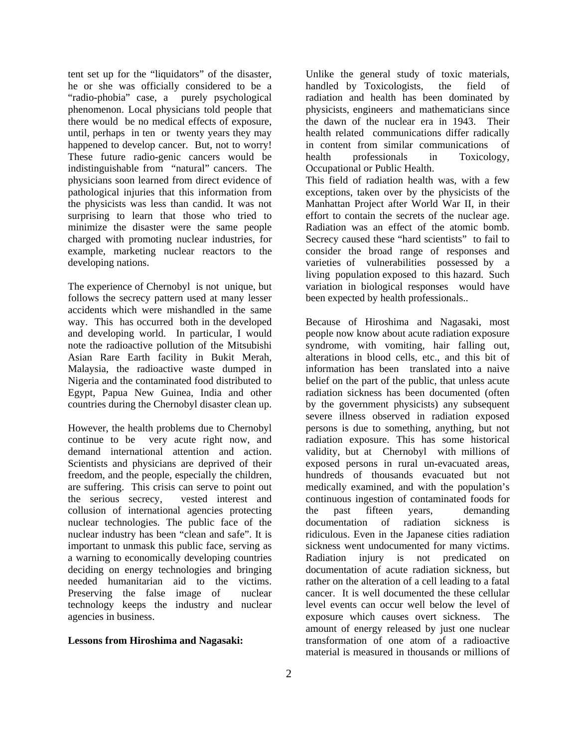tent set up for the "liquidators" of the disaster, he or she was officially considered to be a "radio-phobia" case, a purely psychological phenomenon. Local physicians told people that there would be no medical effects of exposure, until, perhaps in ten or twenty years they may happened to develop cancer. But, not to worry! These future radio-genic cancers would be indistinguishable from "natural" cancers. The physicians soon learned from direct evidence of pathological injuries that this information from the physicists was less than candid. It was not surprising to learn that those who tried to minimize the disaster were the same people charged with promoting nuclear industries, for example, marketing nuclear reactors to the developing nations.

The experience of Chernobyl is not unique, but follows the secrecy pattern used at many lesser accidents which were mishandled in the same way. This has occurred both in the developed and developing world. In particular, I would note the radioactive pollution of the Mitsubishi Asian Rare Earth facility in Bukit Merah, Malaysia, the radioactive waste dumped in Nigeria and the contaminated food distributed to Egypt, Papua New Guinea, India and other countries during the Chernobyl disaster clean up.

However, the health problems due to Chernobyl continue to be very acute right now, and demand international attention and action. Scientists and physicians are deprived of their freedom, and the people, especially the children, are suffering. This crisis can serve to point out the serious secrecy, vested interest and collusion of international agencies protecting nuclear technologies. The public face of the nuclear industry has been "clean and safe". It is important to unmask this public face, serving as a warning to economically developing countries deciding on energy technologies and bringing needed humanitarian aid to the victims. Preserving the false image of nuclear technology keeps the industry and nuclear agencies in business.

**Lessons from Hiroshima and Nagasaki:**

Unlike the general study of toxic materials, handled by Toxicologists, the field of radiation and health has been dominated by physicists, engineers and mathematicians since the dawn of the nuclear era in 1943. Their health related communications differ radically in content from similar communications of health professionals in Toxicology, Occupational or Public Health.
This field of radiation health was, with a few exceptions, taken over by the physicists of the Manhattan Project after World War II, in their effort to contain the secrets of the nuclear age. Radiation was an effect of the atomic bomb. Secrecy caused these "hard scientists" to fail to consider the broad range of responses and varieties of vulnerabilities possessed by a living population exposed to this hazard. Such variation in biological responses would have been expected by health professionals..

Because of Hiroshima and Nagasaki, most people now know about acute radiation exposure syndrome, with vomiting, hair falling out, alterations in blood cells, etc., and this bit of information has been translated into a naive belief on the part of the public, that unless acute radiation sickness has been documented (often by the government physicists) any subsequent severe illness observed in radiation exposed persons is due to something, anything, but not radiation exposure. This has some historical validity, but at Chernobyl with millions of exposed persons in rural un-evacuated areas, hundreds of thousands evacuated but not medically examined, and with the population's continuous ingestion of contaminated foods for the past fifteen years, demanding documentation of radiation sickness is ridiculous. Even in the Japanese cities radiation sickness went undocumented for many victims. Radiation injury is not predicated on documentation of acute radiation sickness, but rather on the alteration of a cell leading to a fatal cancer. It is well documented the these cellular level events can occur well below the level of exposure which causes overt sickness. The amount of energy released by just one nuclear transformation of one atom of a radioactive material is measured in thousands or millions of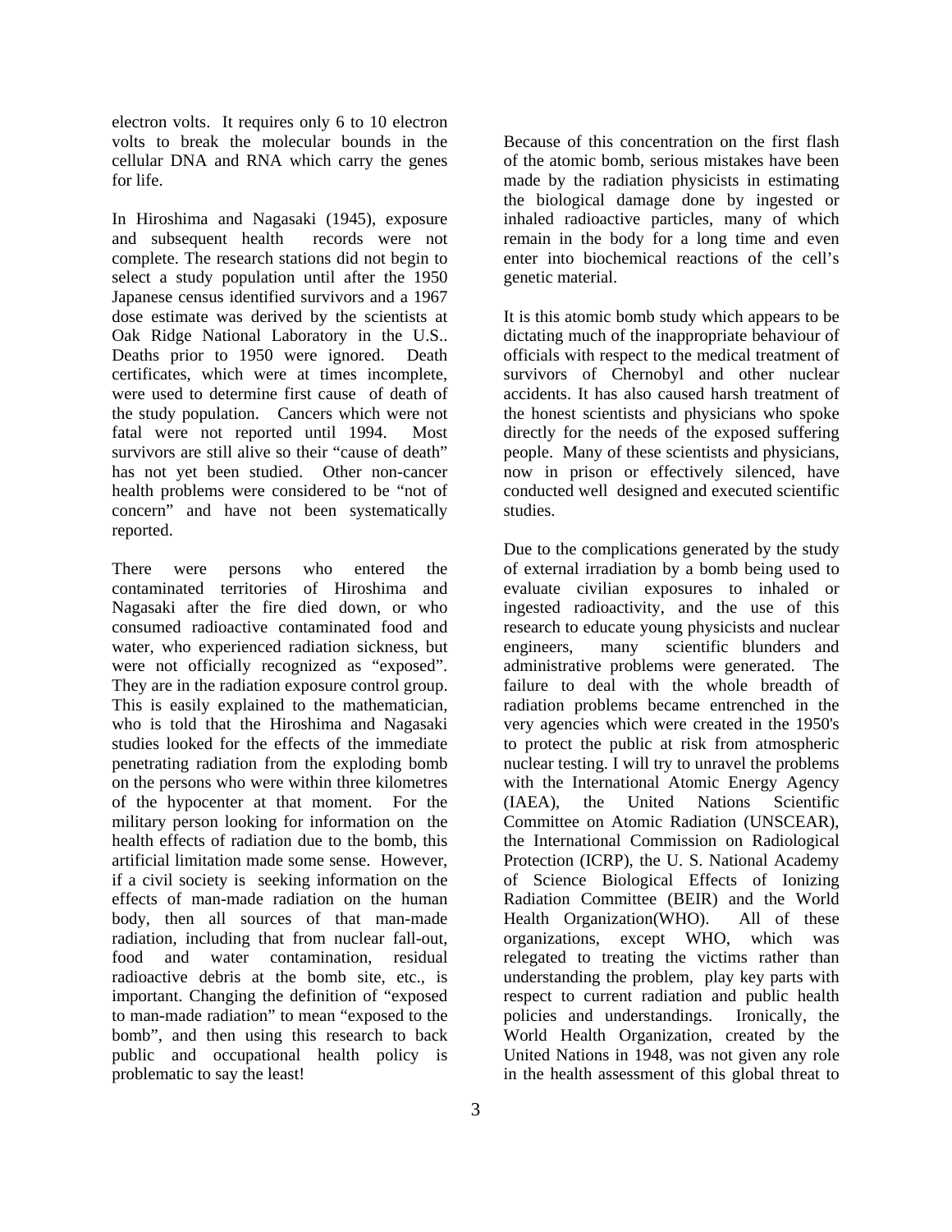electron volts. It requires only 6 to 10 electron volts to break the molecular bounds in the cellular DNA and RNA which carry the genes for life.

In Hiroshima and Nagasaki (1945), exposure and subsequent health records were not complete. The research stations did not begin to select a study population until after the 1950 Japanese census identified survivors and a 1967 dose estimate was derived by the scientists at Oak Ridge National Laboratory in the U.S.. Deaths prior to 1950 were ignored. Death certificates, which were at times incomplete, were used to determine first cause of death of the study population. Cancers which were not fatal were not reported until 1994. Most survivors are still alive so their "cause of death" has not yet been studied. Other non-cancer health problems were considered to be "not of concern" and have not been systematically reported.

There were persons who entered the contaminated territories of Hiroshima and Nagasaki after the fire died down, or who consumed radioactive contaminated food and water, who experienced radiation sickness, but were not officially recognized as "exposed". They are in the radiation exposure control group. This is easily explained to the mathematician, who is told that the Hiroshima and Nagasaki studies looked for the effects of the immediate penetrating radiation from the exploding bomb on the persons who were within three kilometres of the hypocenter at that moment. For the military person looking for information on the health effects of radiation due to the bomb, this artificial limitation made some sense. However, if a civil society is seeking information on the effects of man-made radiation on the human body, then all sources of that man-made radiation, including that from nuclear fall-out, food and water contamination, residual radioactive debris at the bomb site, etc., is important. Changing the definition of "exposed to man-made radiation" to mean "exposed to the bomb", and then using this research to back public and occupational health policy is problematic to say the least!

Because of this concentration on the first flash of the atomic bomb, serious mistakes have been made by the radiation physicists in estimating the biological damage done by ingested or inhaled radioactive particles, many of which remain in the body for a long time and even enter into biochemical reactions of the cell's genetic material.

It is this atomic bomb study which appears to be dictating much of the inappropriate behaviour of officials with respect to the medical treatment of survivors of Chernobyl and other nuclear accidents. It has also caused harsh treatment of the honest scientists and physicians who spoke directly for the needs of the exposed suffering people. Many of these scientists and physicians, now in prison or effectively silenced, have conducted well designed and executed scientific studies.

Due to the complications generated by the study of external irradiation by a bomb being used to evaluate civilian exposures to inhaled or ingested radioactivity, and the use of this research to educate young physicists and nuclear engineers, many scientific blunders and administrative problems were generated. The failure to deal with the whole breadth of radiation problems became entrenched in the very agencies which were created in the 1950's to protect the public at risk from atmospheric nuclear testing. I will try to unravel the problems with the International Atomic Energy Agency (IAEA), the United Nations Scientific Committee on Atomic Radiation (UNSCEAR), the International Commission on Radiological Protection (ICRP), the U. S. National Academy of Science Biological Effects of Ionizing Radiation Committee (BEIR) and the World Health Organization(WHO). All of these organizations, except WHO, which was relegated to treating the victims rather than understanding the problem, play key parts with respect to current radiation and public health policies and understandings. Ironically, the World Health Organization, created by the United Nations in 1948, was not given any role in the health assessment of this global threat to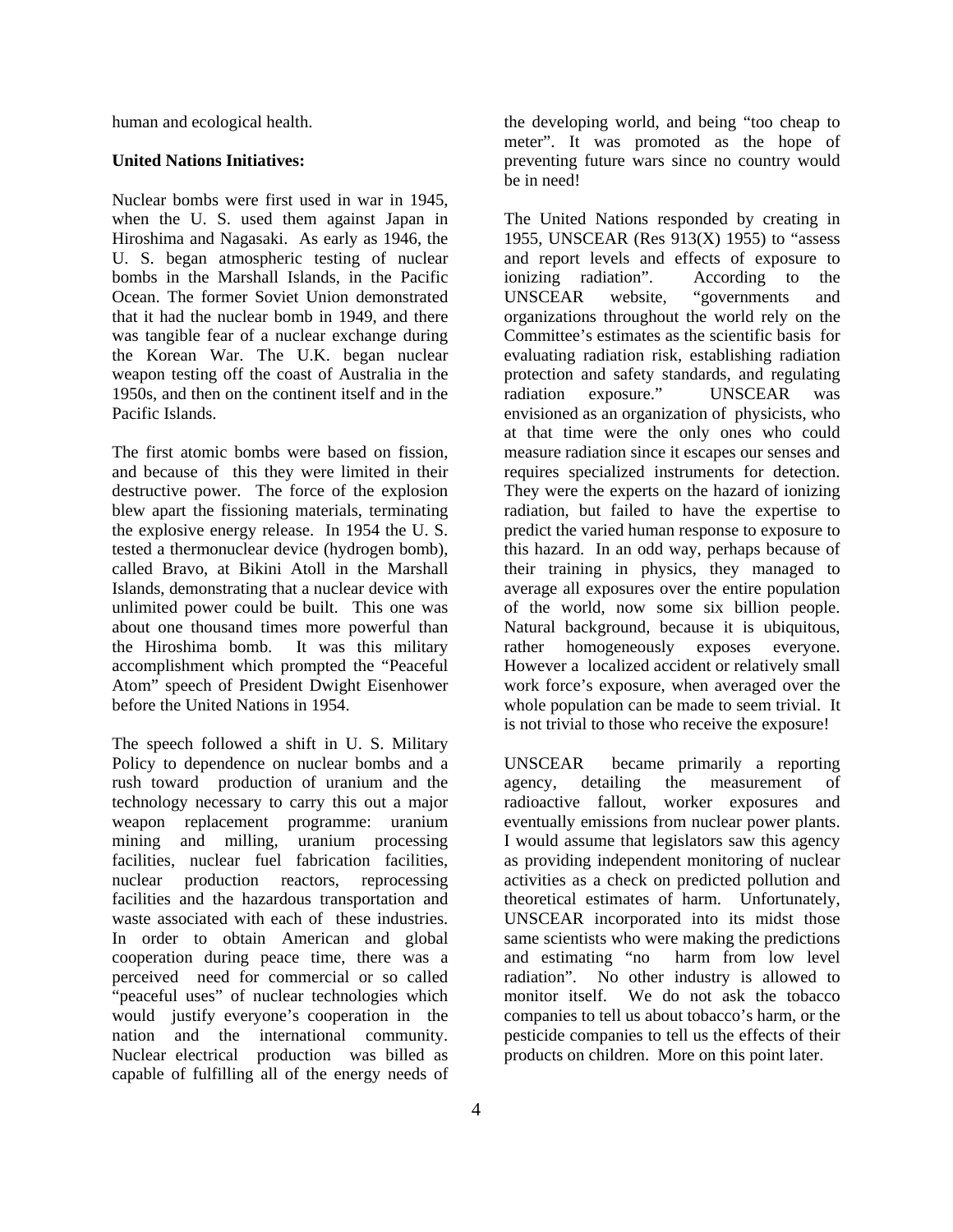human and ecological health.

**United Nations Initiatives:**

Nuclear bombs were first used in war in 1945, when the U. S. used them against Japan in Hiroshima and Nagasaki. As early as 1946, the U. S. began atmospheric testing of nuclear bombs in the Marshall Islands, in the Pacific Ocean. The former Soviet Union demonstrated that it had the nuclear bomb in 1949, and there was tangible fear of a nuclear exchange during the Korean War. The U.K. began nuclear weapon testing off the coast of Australia in the 1950s, and then on the continent itself and in the Pacific Islands.

The first atomic bombs were based on fission, and because of this they were limited in their destructive power. The force of the explosion blew apart the fissioning materials, terminating the explosive energy release. In 1954 the U. S. tested a thermonuclear device (hydrogen bomb), called Bravo, at Bikini Atoll in the Marshall Islands, demonstrating that a nuclear device with unlimited power could be built. This one was about one thousand times more powerful than the Hiroshima bomb. It was this military accomplishment which prompted the "Peaceful Atom" speech of President Dwight Eisenhower before the United Nations in 1954.

The speech followed a shift in U. S. Military Policy to dependence on nuclear bombs and a rush toward production of uranium and the technology necessary to carry this out a major weapon replacement programme: uranium mining and milling, uranium processing facilities, nuclear fuel fabrication facilities, nuclear production reactors, reprocessing facilities and the hazardous transportation and waste associated with each of these industries. In order to obtain American and global cooperation during peace time, there was a perceived need for commercial or so called "peaceful uses" of nuclear technologies which would justify everyone's cooperation in the nation and the international community. Nuclear electrical production was billed as capable of fulfilling all of the energy needs of the developing world, and being "too cheap to meter". It was promoted as the hope of preventing future wars since no country would be in need!

The United Nations responded by creating in 1955, UNSCEAR (Res 913(X) 1955) to "assess and report levels and effects of exposure to ionizing radiation". According to the UNSCEAR website, "governments and organizations throughout the world rely on the Committee's estimates as the scientific basis for evaluating radiation risk, establishing radiation protection and safety standards, and regulating radiation exposure." UNSCEAR was envisioned as an organization of physicists, who at that time were the only ones who could measure radiation since it escapes our senses and requires specialized instruments for detection. They were the experts on the hazard of ionizing radiation, but failed to have the expertise to predict the varied human response to exposure to this hazard. In an odd way, perhaps because of their training in physics, they managed to average all exposures over the entire population of the world, now some six billion people. Natural background, because it is ubiquitous, rather homogeneously exposes everyone. However a localized accident or relatively small work force's exposure, when averaged over the whole population can be made to seem trivial. It is not trivial to those who receive the exposure!

UNSCEAR became primarily a reporting agency, detailing the measurement of radioactive fallout, worker exposures and eventually emissions from nuclear power plants. I would assume that legislators saw this agency as providing independent monitoring of nuclear activities as a check on predicted pollution and theoretical estimates of harm. Unfortunately, UNSCEAR incorporated into its midst those same scientists who were making the predictions and estimating "no harm from low level radiation". No other industry is allowed to monitor itself. We do not ask the tobacco companies to tell us about tobacco's harm, or the pesticide companies to tell us the effects of their products on children. More on this point later.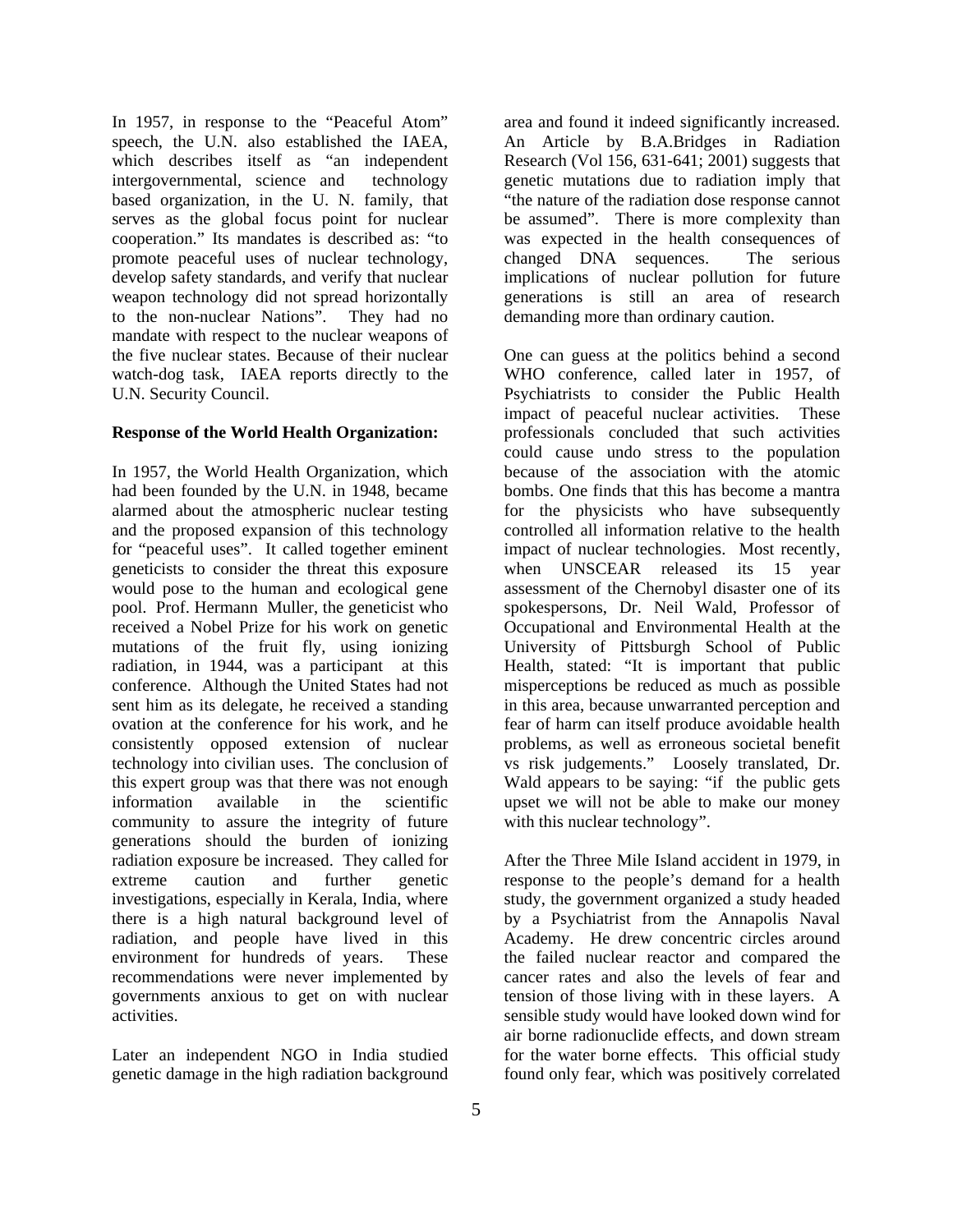In 1957, in response to the "Peaceful Atom" speech, the U.N. also established the IAEA, which describes itself as "an independent intergovernmental, science and technology based organization, in the U. N. family, that serves as the global focus point for nuclear cooperation." Its mandates is described as: "to promote peaceful uses of nuclear technology, develop safety standards, and verify that nuclear weapon technology did not spread horizontally to the non-nuclear Nations". They had no mandate with respect to the nuclear weapons of the five nuclear states. Because of their nuclear watch-dog task, IAEA reports directly to the U.N. Security Council.

**Response of the World Health Organization:**

In 1957, the World Health Organization, which had been founded by the U.N. in 1948, became alarmed about the atmospheric nuclear testing and the proposed expansion of this technology for "peaceful uses". It called together eminent geneticists to consider the threat this exposure would pose to the human and ecological gene pool. Prof. Hermann Muller, the geneticist who received a Nobel Prize for his work on genetic mutations of the fruit fly, using ionizing radiation, in 1944, was a participant at this conference. Although the United States had not sent him as its delegate, he received a standing ovation at the conference for his work, and he consistently opposed extension of nuclear technology into civilian uses. The conclusion of this expert group was that there was not enough information available in the scientific community to assure the integrity of future generations should the burden of ionizing radiation exposure be increased. They called for extreme caution and further genetic investigations, especially in Kerala, India, where there is a high natural background level of radiation, and people have lived in this environment for hundreds of years. These recommendations were never implemented by governments anxious to get on with nuclear activities.

Later an independent NGO in India studied genetic damage in the high radiation background area and found it indeed significantly increased. An Article by B.A.Bridges in Radiation Research (Vol 156, 631-641; 2001) suggests that genetic mutations due to radiation imply that "the nature of the radiation dose response cannot be assumed". There is more complexity than was expected in the health consequences of changed DNA sequences. The serious implications of nuclear pollution for future generations is still an area of research demanding more than ordinary caution.

One can guess at the politics behind a second WHO conference, called later in 1957, of Psychiatrists to consider the Public Health impact of peaceful nuclear activities. These professionals concluded that such activities could cause undo stress to the population because of the association with the atomic bombs. One finds that this has become a mantra for the physicists who have subsequently controlled all information relative to the health impact of nuclear technologies. Most recently, when UNSCEAR released its 15 year assessment of the Chernobyl disaster one of its spokespersons, Dr. Neil Wald, Professor of Occupational and Environmental Health at the University of Pittsburgh School of Public Health, stated: "It is important that public misperceptions be reduced as much as possible in this area, because unwarranted perception and fear of harm can itself produce avoidable health problems, as well as erroneous societal benefit vs risk judgements." Loosely translated, Dr. Wald appears to be saying: "if the public gets upset we will not be able to make our money with this nuclear technology".

After the Three Mile Island accident in 1979, in response to the people's demand for a health study, the government organized a study headed by a Psychiatrist from the Annapolis Naval Academy. He drew concentric circles around the failed nuclear reactor and compared the cancer rates and also the levels of fear and tension of those living with in these layers. A sensible study would have looked down wind for air borne radionuclide effects, and down stream for the water borne effects. This official study found only fear, which was positively correlated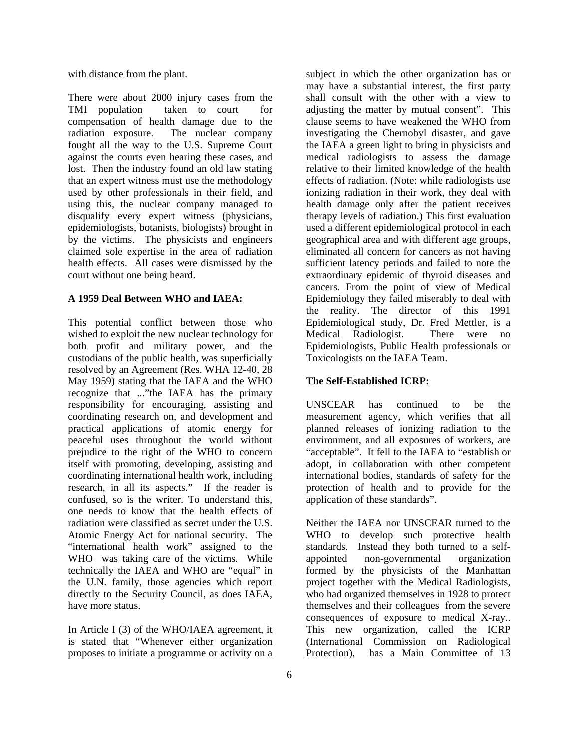with distance from the plant.

There were about 2000 injury cases from the TMI population taken to court for compensation of health damage due to the radiation exposure. The nuclear company fought all the way to the U.S. Supreme Court against the courts even hearing these cases, and lost. Then the industry found an old law stating that an expert witness must use the methodology used by other professionals in their field, and using this, the nuclear company managed to disqualify every expert witness (physicians, epidemiologists, botanists, biologists) brought in by the victims. The physicists and engineers claimed sole expertise in the area of radiation health effects. All cases were dismissed by the court without one being heard.

**A 1959 Deal Between WHO and IAEA:**

This potential conflict between those who wished to exploit the new nuclear technology for both profit and military power, and the custodians of the public health, was superficially resolved by an Agreement (Res. WHA 12-40, 28 May 1959) stating that the IAEA and the WHO recognize that ..."the IAEA has the primary responsibility for encouraging, assisting and coordinating research on, and development and practical applications of atomic energy for peaceful uses throughout the world without prejudice to the right of the WHO to concern itself with promoting, developing, assisting and coordinating international health work, including research, in all its aspects." If the reader is confused, so is the writer. To understand this, one needs to know that the health effects of radiation were classified as secret under the U.S. Atomic Energy Act for national security. The "international health work" assigned to the WHO was taking care of the victims. While technically the IAEA and WHO are "equal" in the U.N. family, those agencies which report directly to the Security Council, as does IAEA, have more status.

In Article I (3) of the WHO/IAEA agreement, it is stated that "Whenever either organization proposes to initiate a programme or activity on a subject in which the other organization has or may have a substantial interest, the first party shall consult with the other with a view to adjusting the matter by mutual consent". This clause seems to have weakened the WHO from investigating the Chernobyl disaster, and gave the IAEA a green light to bring in physicists and medical radiologists to assess the damage relative to their limited knowledge of the health effects of radiation. (Note: while radiologists use ionizing radiation in their work, they deal with health damage only after the patient receives therapy levels of radiation.) This first evaluation used a different epidemiological protocol in each geographical area and with different age groups, eliminated all concern for cancers as not having sufficient latency periods and failed to note the extraordinary epidemic of thyroid diseases and cancers. From the point of view of Medical Epidemiology they failed miserably to deal with the reality. The director of this 1991 Epidemiological study, Dr. Fred Mettler, is a Medical Radiologist. There were no Epidemiologists, Public Health professionals or Toxicologists on the IAEA Team.

**The Self-Established ICRP:**

UNSCEAR has continued to be the measurement agency, which verifies that all planned releases of ionizing radiation to the environment, and all exposures of workers, are "acceptable". It fell to the IAEA to "establish or adopt, in collaboration with other competent international bodies, standards of safety for the protection of health and to provide for the application of these standards".

Neither the IAEA nor UNSCEAR turned to the WHO to develop such protective health standards. Instead they both turned to a self-appointed non-governmental organization formed by the physicists of the Manhattan project together with the Medical Radiologists, who had organized themselves in 1928 to protect themselves and their colleagues from the severe consequences of exposure to medical X-ray.. This new organization, called the ICRP (International Commission on Radiological Protection), has a Main Committee of 13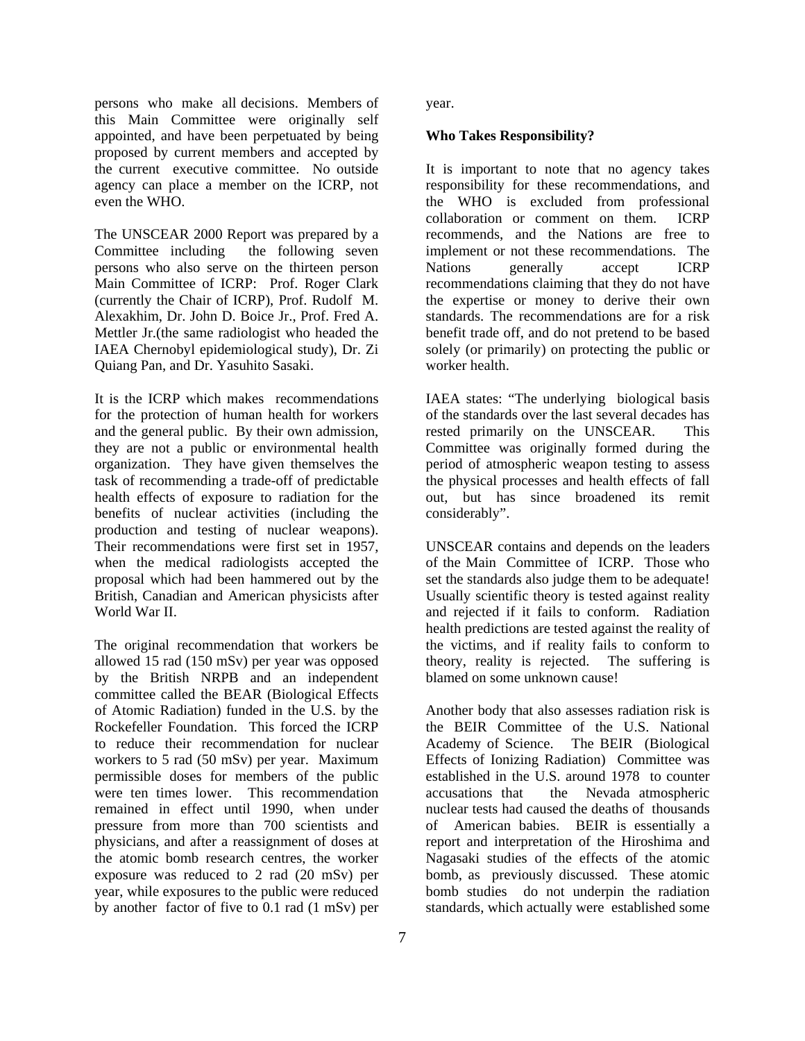persons who make all decisions. Members of this Main Committee were originally self appointed, and have been perpetuated by being proposed by current members and accepted by the current executive committee. No outside agency can place a member on the ICRP, not even the WHO.

The UNSCEAR 2000 Report was prepared by a Committee including the following seven persons who also serve on the thirteen person Main Committee of ICRP: Prof. Roger Clark (currently the Chair of ICRP), Prof. Rudolf M. Alexakhim, Dr. John D. Boice Jr., Prof. Fred A. Mettler Jr.(the same radiologist who headed the IAEA Chernobyl epidemiological study), Dr. Zi Quiang Pan, and Dr. Yasuhito Sasaki.

It is the ICRP which makes recommendations for the protection of human health for workers and the general public. By their own admission, they are not a public or environmental health organization. They have given themselves the task of recommending a trade-off of predictable health effects of exposure to radiation for the benefits of nuclear activities (including the production and testing of nuclear weapons). Their recommendations were first set in 1957, when the medical radiologists accepted the proposal which had been hammered out by the British, Canadian and American physicists after World War II.

The original recommendation that workers be allowed 15 rad (150 mSv) per year was opposed by the British NRPB and an independent committee called the BEAR (Biological Effects of Atomic Radiation) funded in the U.S. by the Rockefeller Foundation. This forced the ICRP to reduce their recommendation for nuclear workers to 5 rad (50 mSv) per year. Maximum permissible doses for members of the public were ten times lower. This recommendation remained in effect until 1990, when under pressure from more than 700 scientists and physicians, and after a reassignment of doses at the atomic bomb research centres, the worker exposure was reduced to 2 rad (20 mSv) per year, while exposures to the public were reduced by another factor of five to 0.1 rad (1 mSv) per year.

**Who Takes Responsibility?**

It is important to note that no agency takes responsibility for these recommendations, and the WHO is excluded from professional collaboration or comment on them. ICRP recommends, and the Nations are free to implement or not these recommendations. The Nations generally accept ICRP recommendations claiming that they do not have the expertise or money to derive their own standards. The recommendations are for a risk benefit trade off, and do not pretend to be based solely (or primarily) on protecting the public or worker health.

IAEA states: "The underlying biological basis of the standards over the last several decades has rested primarily on the UNSCEAR. This Committee was originally formed during the period of atmospheric weapon testing to assess the physical processes and health effects of fall out, but has since broadened its remit considerably".

UNSCEAR contains and depends on the leaders of the Main Committee of ICRP. Those who set the standards also judge them to be adequate! Usually scientific theory is tested against reality and rejected if it fails to conform. Radiation health predictions are tested against the reality of the victims, and if reality fails to conform to theory, reality is rejected. The suffering is blamed on some unknown cause!

Another body that also assesses radiation risk is the BEIR Committee of the U.S. National Academy of Science. The BEIR (Biological Effects of Ionizing Radiation) Committee was established in the U.S. around 1978 to counter accusations that the Nevada atmospheric nuclear tests had caused the deaths of thousands of American babies. BEIR is essentially a report and interpretation of the Hiroshima and Nagasaki studies of the effects of the atomic bomb, as previously discussed. These atomic bomb studies do not underpin the radiation standards, which actually were established some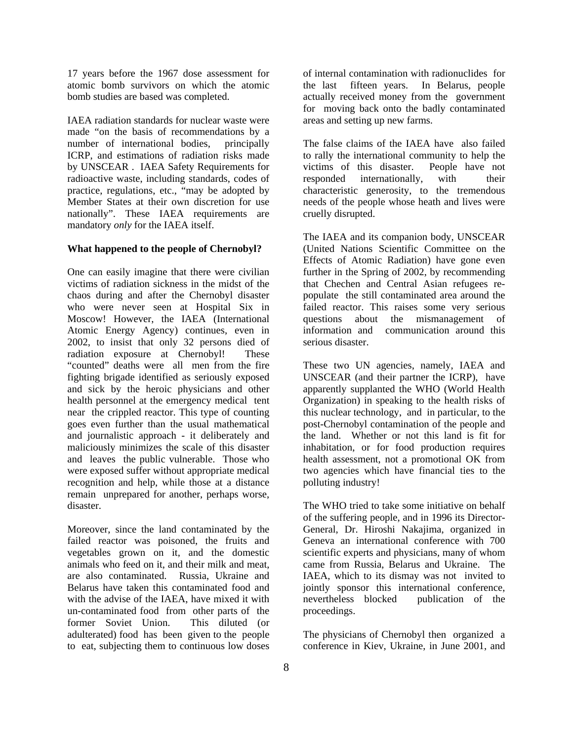17 years before the 1967 dose assessment for atomic bomb survivors on which the atomic bomb studies are based was completed.

IAEA radiation standards for nuclear waste were made "on the basis of recommendations by a number of international bodies, principally ICRP, and estimations of radiation risks made by UNSCEAR . IAEA Safety Requirements for radioactive waste, including standards, codes of practice, regulations, etc., "may be adopted by Member States at their own discretion for use nationally". These IAEA requirements are mandatory *only* for the IAEA itself.

**What happened to the people of Chernobyl?**

One can easily imagine that there were civilian victims of radiation sickness in the midst of the chaos during and after the Chernobyl disaster who were never seen at Hospital Six in Moscow! However, the IAEA (International Atomic Energy Agency) continues, even in 2002, to insist that only 32 persons died of radiation exposure at Chernobyl! These "counted" deaths were all men from the fire fighting brigade identified as seriously exposed and sick by the heroic physicians and other health personnel at the emergency medical tent near the crippled reactor. This type of counting goes even further than the usual mathematical and journalistic approach - it deliberately and maliciously minimizes the scale of this disaster and leaves the public vulnerable. Those who were exposed suffer without appropriate medical recognition and help, while those at a distance remain unprepared for another, perhaps worse, disaster.

Moreover, since the land contaminated by the failed reactor was poisoned, the fruits and vegetables grown on it, and the domestic animals who feed on it, and their milk and meat, are also contaminated. Russia, Ukraine and Belarus have taken this contaminated food and with the advise of the IAEA, have mixed it with un-contaminated food from other parts of the former Soviet Union. This diluted (or adulterated) food has been given to the people to eat, subjecting them to continuous low doses of internal contamination with radionuclides for the last fifteen years. In Belarus, people actually received money from the government for moving back onto the badly contaminated areas and setting up new farms.

The false claims of the IAEA have also failed to rally the international community to help the victims of this disaster. People have not responded internationally, with their characteristic generosity, to the tremendous needs of the people whose heath and lives were cruelly disrupted.

The IAEA and its companion body, UNSCEAR (United Nations Scientific Committee on the Effects of Atomic Radiation) have gone even further in the Spring of 2002, by recommending that Chechen and Central Asian refugees re-populate the still contaminated area around the failed reactor. This raises some very serious questions about the mismanagement of information and communication around this serious disaster.

These two UN agencies, namely, IAEA and UNSCEAR (and their partner the ICRP), have apparently supplanted the WHO (World Health Organization) in speaking to the health risks of this nuclear technology, and in particular, to the post-Chernobyl contamination of the people and the land. Whether or not this land is fit for inhabitation, or for food production requires health assessment, not a promotional OK from two agencies which have financial ties to the polluting industry!

The WHO tried to take some initiative on behalf of the suffering people, and in 1996 its Director-General, Dr. Hiroshi Nakajima, organized in Geneva an international conference with 700 scientific experts and physicians, many of whom came from Russia, Belarus and Ukraine. The IAEA, which to its dismay was not invited to jointly sponsor this international conference, nevertheless blocked publication of the proceedings.

The physicians of Chernobyl then organized a conference in Kiev, Ukraine, in June 2001, and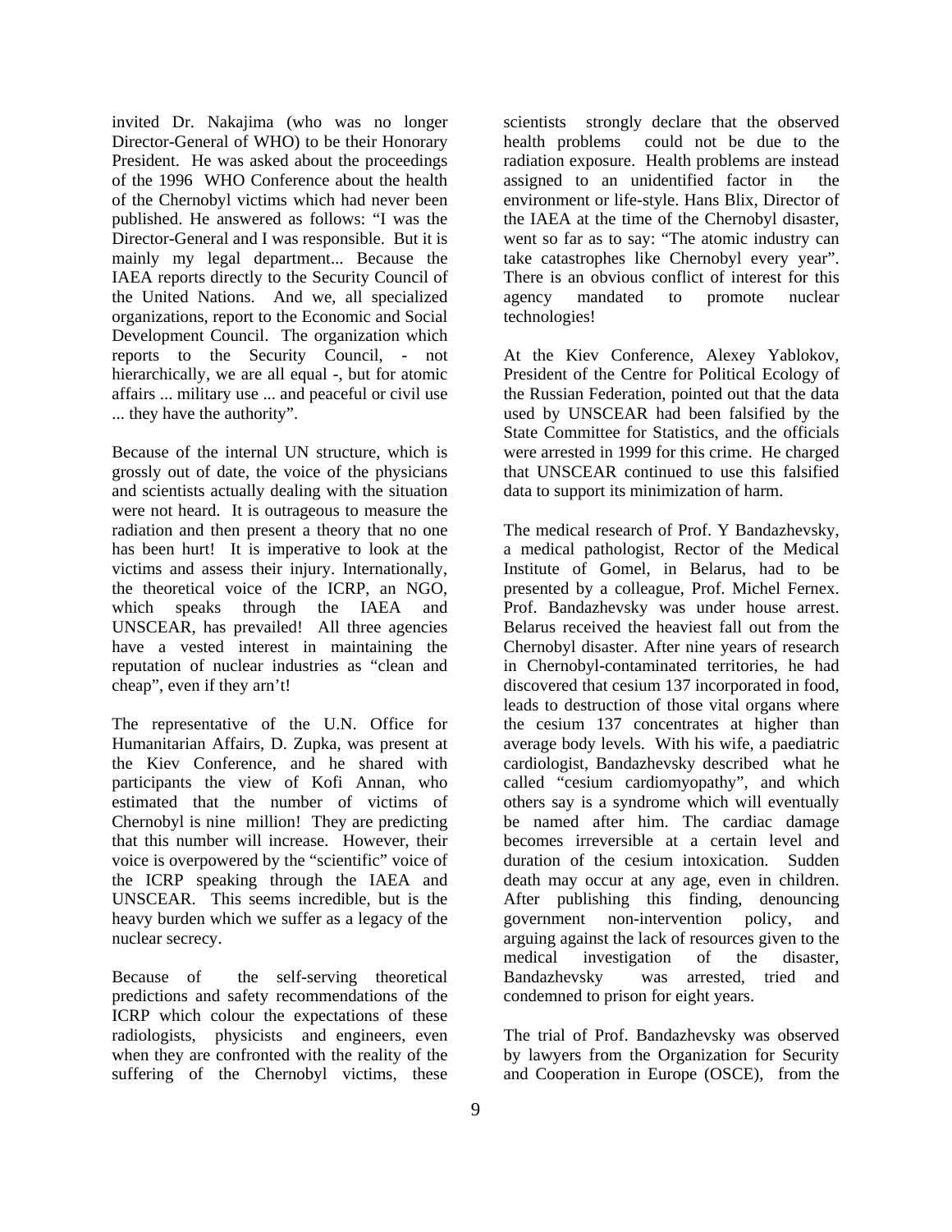invited Dr. Nakajima (who was no longer Director-General of WHO) to be their Honorary President. He was asked about the proceedings of the 1996 WHO Conference about the health of the Chernobyl victims which had never been published. He answered as follows: "I was the Director-General and I was responsible. But it is mainly my legal department... Because the IAEA reports directly to the Security Council of the United Nations. And we, all specialized organizations, report to the Economic and Social Development Council. The organization which reports to the Security Council, - not hierarchically, we are all equal -, but for atomic affairs ... military use ... and peaceful or civil use ... they have the authority".

Because of the internal UN structure, which is grossly out of date, the voice of the physicians and scientists actually dealing with the situation were not heard. It is outrageous to measure the radiation and then present a theory that no one has been hurt! It is imperative to look at the victims and assess their injury. Internationally, the theoretical voice of the ICRP, an NGO, which speaks through the IAEA and UNSCEAR, has prevailed! All three agencies have a vested interest in maintaining the reputation of nuclear industries as "clean and cheap", even if they arn't!

The representative of the U.N. Office for Humanitarian Affairs, D. Zupka, was present at the Kiev Conference, and he shared with participants the view of Kofi Annan, who estimated that the number of victims of Chernobyl is nine million! They are predicting that this number will increase. However, their voice is overpowered by the "scientific" voice of the ICRP speaking through the IAEA and UNSCEAR. This seems incredible, but is the heavy burden which we suffer as a legacy of the nuclear secrecy.

Because of the self-serving theoretical predictions and safety recommendations of the ICRP which colour the expectations of these radiologists, physicists and engineers, even when they are confronted with the reality of the suffering of the Chernobyl victims, these scientists strongly declare that the observed health problems could not be due to the radiation exposure. Health problems are instead assigned to an unidentified factor in the environment or life-style. Hans Blix, Director of the IAEA at the time of the Chernobyl disaster, went so far as to say: "The atomic industry can take catastrophes like Chernobyl every year". There is an obvious conflict of interest for this agency mandated to promote nuclear technologies!

At the Kiev Conference, Alexey Yablokov, President of the Centre for Political Ecology of the Russian Federation, pointed out that the data used by UNSCEAR had been falsified by the State Committee for Statistics, and the officials were arrested in 1999 for this crime. He charged that UNSCEAR continued to use this falsified data to support its minimization of harm.

The medical research of Prof. Y Bandazhevsky, a medical pathologist, Rector of the Medical Institute of Gomel, in Belarus, had to be presented by a colleague, Prof. Michel Fernex. Prof. Bandazhevsky was under house arrest. Belarus received the heaviest fall out from the Chernobyl disaster. After nine years of research in Chernobyl-contaminated territories, he had discovered that cesium 137 incorporated in food, leads to destruction of those vital organs where the cesium 137 concentrates at higher than average body levels. With his wife, a paediatric cardiologist, Bandazhevsky described what he called "cesium cardiomyopathy", and which others say is a syndrome which will eventually be named after him. The cardiac damage becomes irreversible at a certain level and duration of the cesium intoxication. Sudden death may occur at any age, even in children. After publishing this finding, denouncing government non-intervention policy, and arguing against the lack of resources given to the medical investigation of the disaster, Bandazhevsky was arrested, tried and condemned to prison for eight years.

The trial of Prof. Bandazhevsky was observed by lawyers from the Organization for Security and Cooperation in Europe (OSCE), from the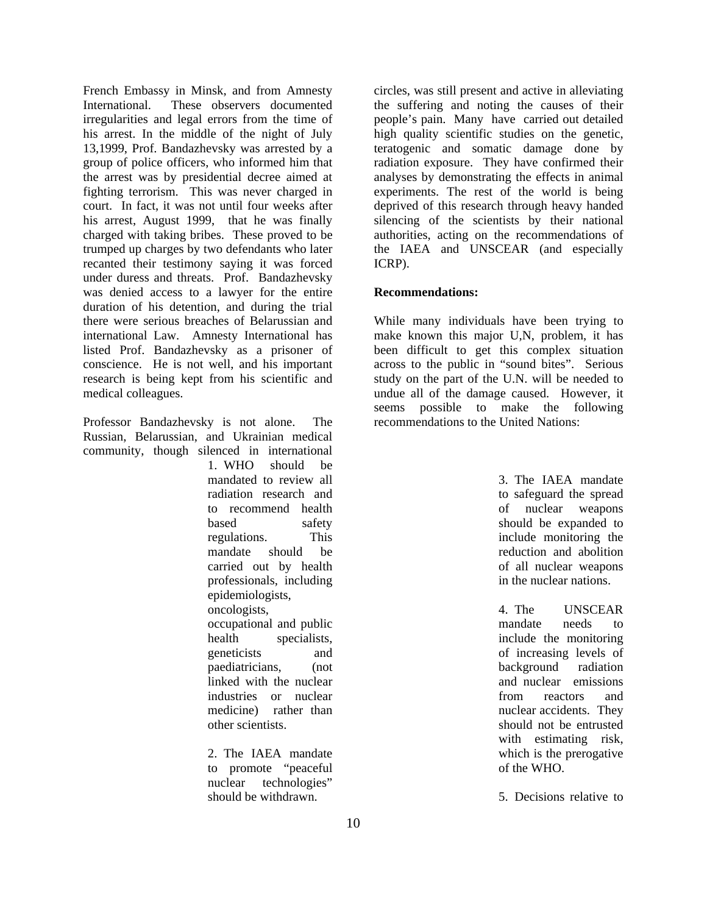French Embassy in Minsk, and from Amnesty International. These observers documented irregularities and legal errors from the time of his arrest. In the middle of the night of July 13,1999, Prof. Bandazhevsky was arrested by a group of police officers, who informed him that the arrest was by presidential decree aimed at fighting terrorism. This was never charged in court. In fact, it was not until four weeks after his arrest, August 1999, that he was finally charged with taking bribes. These proved to be trumped up charges by two defendants who later recanted their testimony saying it was forced under duress and threats. Prof. Bandazhevsky was denied access to a lawyer for the entire duration of his detention, and during the trial there were serious breaches of Belarussian and international Law. Amnesty International has listed Prof. Bandazhevsky as a prisoner of conscience. He is not well, and his important research is being kept from his scientific and medical colleagues.

Professor Bandazhevsky is not alone. The Russian, Belarussian, and Ukrainian medical community, though silenced in international circles, was still present and active in alleviating the suffering and noting the causes of their people's pain. Many have carried out detailed high quality scientific studies on the genetic, teratogenic and somatic damage done by radiation exposure. They have confirmed their analyses by demonstrating the effects in animal experiments. The rest of the world is being deprived of this research through heavy handed silencing of the scientists by their national authorities, acting on the recommendations of the IAEA and UNSCEAR (and especially ICRP).

**Recommendations:**

While many individuals have been trying to make known this major U,N, problem, it has been difficult to get this complex situation across to the public in "sound bites". Serious study on the part of the U.N. will be needed to undue all of the damage caused. However, it seems possible to make the following recommendations to the United Nations:

1. WHO should be mandated to review all radiation research and to recommend health based safety regulations. This mandate should be carried out by health professionals, including epidemiologists, oncologists, occupational and public health specialists, geneticists and paediatricians, (not linked with the nuclear industries or nuclear medicine) rather than other scientists.

2. The IAEA mandate to promote "peaceful nuclear technologies" should be withdrawn.

3. The IAEA mandate to safeguard the spread of nuclear weapons should be expanded to include monitoring the reduction and abolition of all nuclear weapons in the nuclear nations.

4. The UNSCEAR mandate needs to include the monitoring of increasing levels of background radiation and nuclear emissions from reactors and nuclear accidents. They should not be entrusted with estimating risk, which is the prerogative of the WHO.

5. Decisions relative to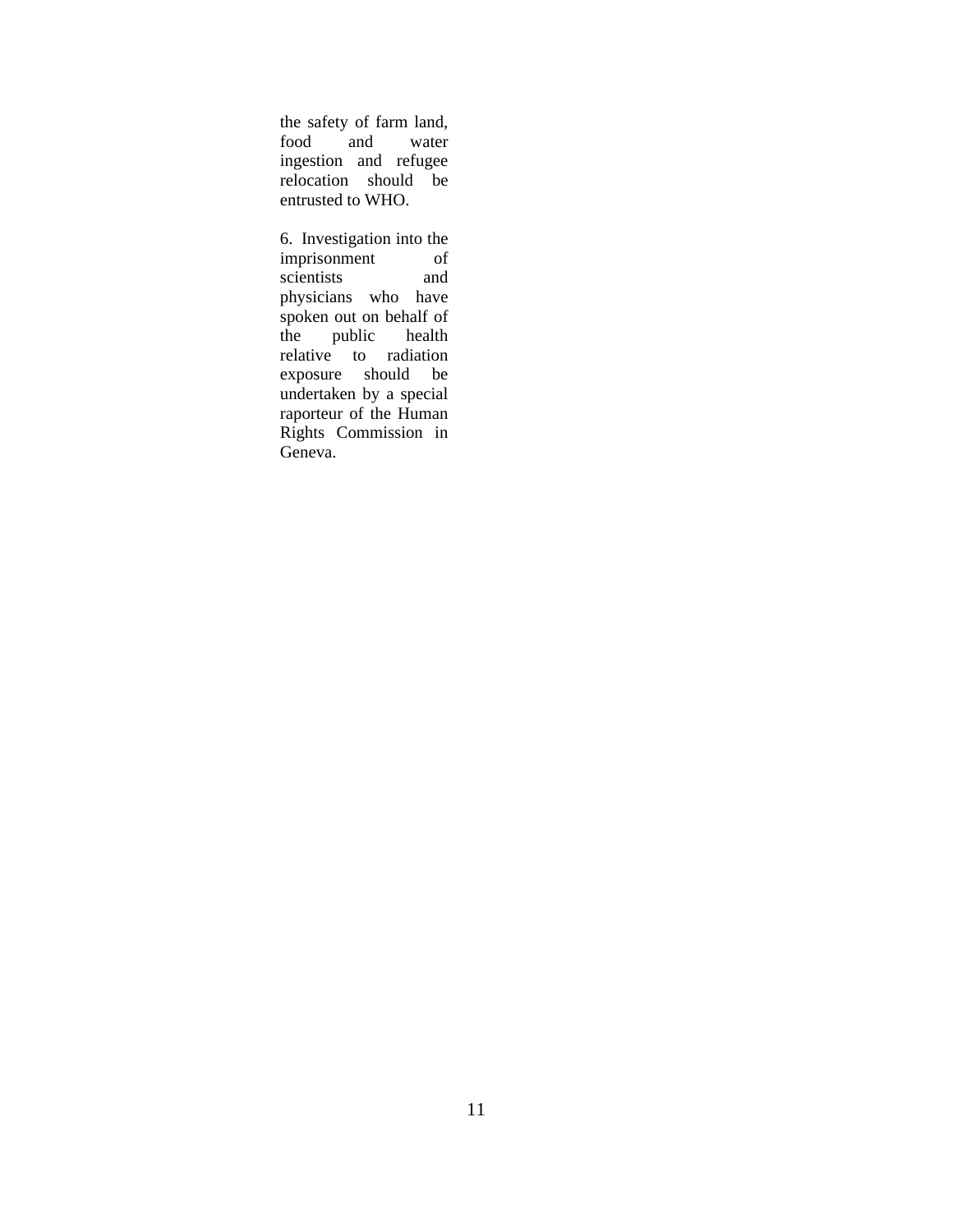the safety of farm land, food and water ingestion and refugee relocation should be entrusted to WHO.

6. Investigation into the imprisonment of scientists and physicians who have spoken out on behalf of the public health relative to radiation exposure should be undertaken by a special raporteur of the Human Rights Commission in Geneva.